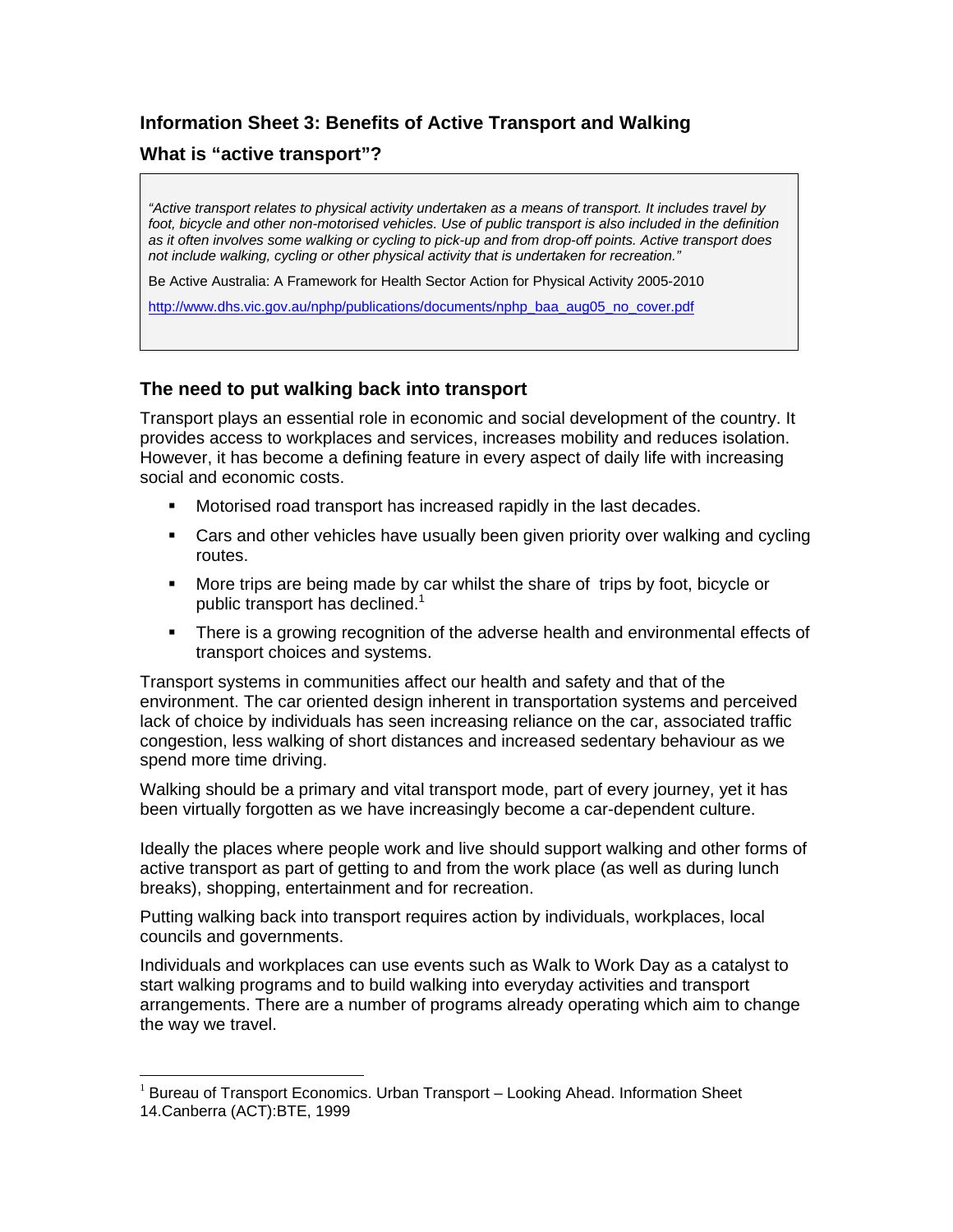## Information Sheet 3: Benefits of Active Transport and Walking

### What is "active transport"?

> *"Active transport relates to physical activity undertaken as a means of transport. It includes travel by foot, bicycle and other non-motorised vehicles. Use of public transport is also included in the definition as it often involves some walking or cycling to pick-up and from drop-off points. Active transport does not include walking, cycling or other physical activity that is undertaken for recreation."*
>
> Be Active Australia: A Framework for Health Sector Action for Physical Activity 2005-2010
>
> http://www.dhs.vic.gov.au/nphp/publications/documents/nphp_baa_aug05_no_cover.pdf

### The need to put walking back into transport

Transport plays an essential role in economic and social development of the country. It provides access to workplaces and services, increases mobility and reduces isolation. However, it has become a defining feature in every aspect of daily life with increasing social and economic costs.

- Motorised road transport has increased rapidly in the last decades.
- Cars and other vehicles have usually been given priority over walking and cycling routes.
- More trips are being made by car whilst the share of trips by foot, bicycle or public transport has declined.[1]
- There is a growing recognition of the adverse health and environmental effects of transport choices and systems.

Transport systems in communities affect our health and safety and that of the environment. The car oriented design inherent in transportation systems and perceived lack of choice by individuals has seen increasing reliance on the car, associated traffic congestion, less walking of short distances and increased sedentary behaviour as we spend more time driving.

Walking should be a primary and vital transport mode, part of every journey, yet it has been virtually forgotten as we have increasingly become a car-dependent culture.

Ideally the places where people work and live should support walking and other forms of active transport as part of getting to and from the work place (as well as during lunch breaks), shopping, entertainment and for recreation.

Putting walking back into transport requires action by individuals, workplaces, local councils and governments.

Individuals and workplaces can use events such as Walk to Work Day as a catalyst to start walking programs and to build walking into everyday activities and transport arrangements. There are a number of programs already operating which aim to change the way we travel.

---

[1] Bureau of Transport Economics. Urban Transport – Looking Ahead. Information Sheet 14.Canberra (ACT):BTE, 1999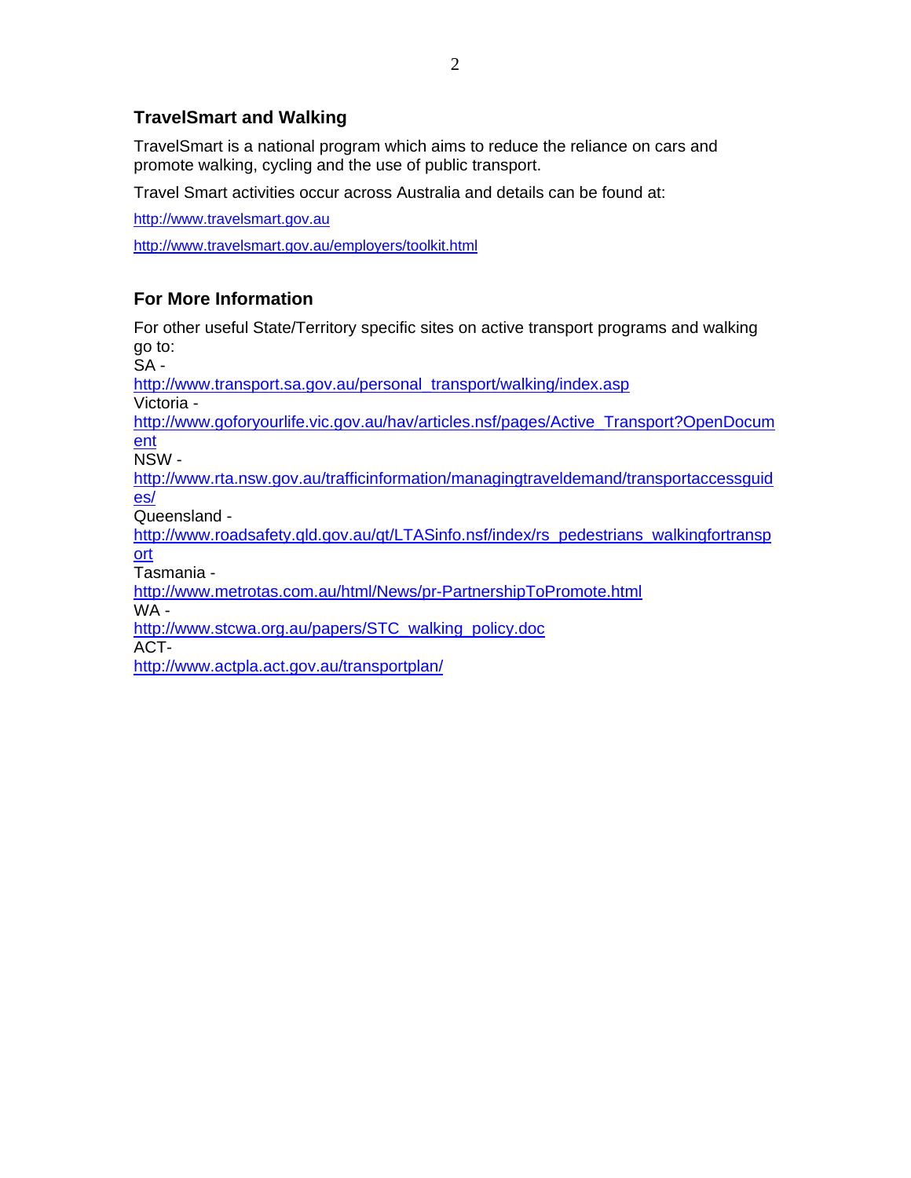## TravelSmart and Walking

TravelSmart is a national program which aims to reduce the reliance on cars and promote walking, cycling and the use of public transport.

Travel Smart activities occur across Australia and details can be found at:

http://www.travelsmart.gov.au

http://www.travelsmart.gov.au/employers/toolkit.html

## For More Information

For other useful State/Territory specific sites on active transport programs and walking go to:

SA -
http://www.transport.sa.gov.au/personal_transport/walking/index.asp

Victoria -
http://www.goforyourlife.vic.gov.au/hav/articles.nsf/pages/Active_Transport?OpenDocument

NSW -
http://www.rta.nsw.gov.au/trafficinformation/managingtraveldemand/transportaccessguides/

Queensland -
http://www.roadsafety.qld.gov.au/qt/LTASinfo.nsf/index/rs_pedestrians_walkingfortransport

Tasmania -
http://www.metrotas.com.au/html/News/pr-PartnershipToPromote.html

WA -
http://www.stcwa.org.au/papers/STC_walking_policy.doc

ACT-
http://www.actpla.act.gov.au/transportplan/